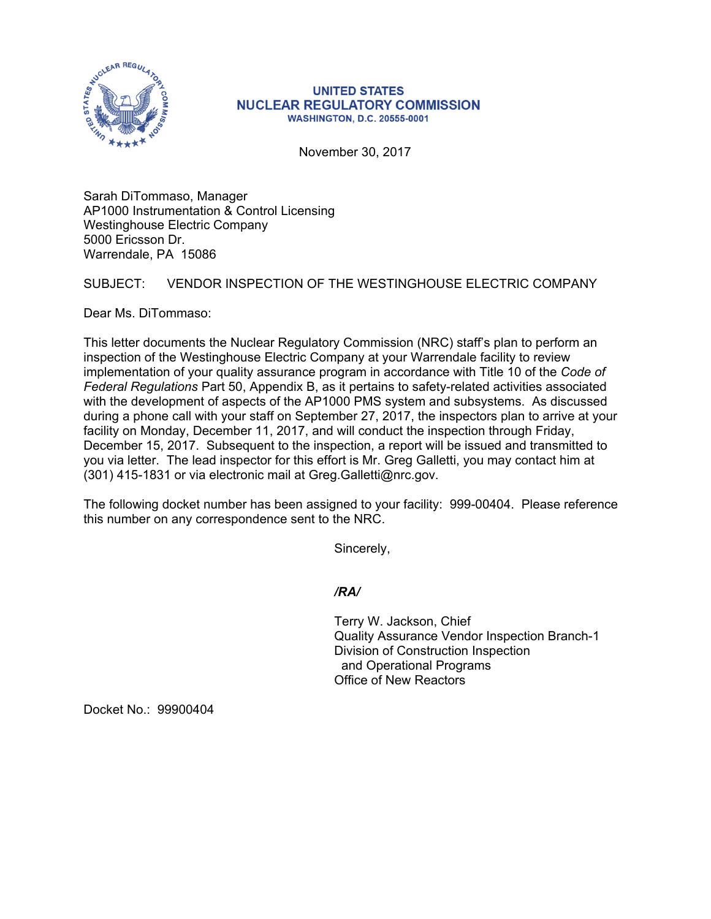**UNITED STATES**
**NUCLEAR REGULATORY COMMISSION**
**WASHINGTON, D.C. 20555-0001**

November 30, 2017

Sarah DiTommaso, Manager
AP1000 Instrumentation & Control Licensing
Westinghouse Electric Company
5000 Ericsson Dr.
Warrendale, PA 15086

SUBJECT: VENDOR INSPECTION OF THE WESTINGHOUSE ELECTRIC COMPANY

Dear Ms. DiTommaso:

This letter documents the Nuclear Regulatory Commission (NRC) staff's plan to perform an inspection of the Westinghouse Electric Company at your Warrendale facility to review implementation of your quality assurance program in accordance with Title 10 of the *Code of Federal Regulations* Part 50, Appendix B, as it pertains to safety-related activities associated with the development of aspects of the AP1000 PMS system and subsystems. As discussed during a phone call with your staff on September 27, 2017, the inspectors plan to arrive at your facility on Monday, December 11, 2017, and will conduct the inspection through Friday, December 15, 2017. Subsequent to the inspection, a report will be issued and transmitted to you via letter. The lead inspector for this effort is Mr. Greg Galletti, you may contact him at (301) 415-1831 or via electronic mail at Greg.Galletti@nrc.gov.

The following docket number has been assigned to your facility: 999-00404. Please reference this number on any correspondence sent to the NRC.

Sincerely,

***/RA/***

Terry W. Jackson, Chief
Quality Assurance Vendor Inspection Branch-1
Division of Construction Inspection
and Operational Programs
Office of New Reactors

Docket No.: 99900404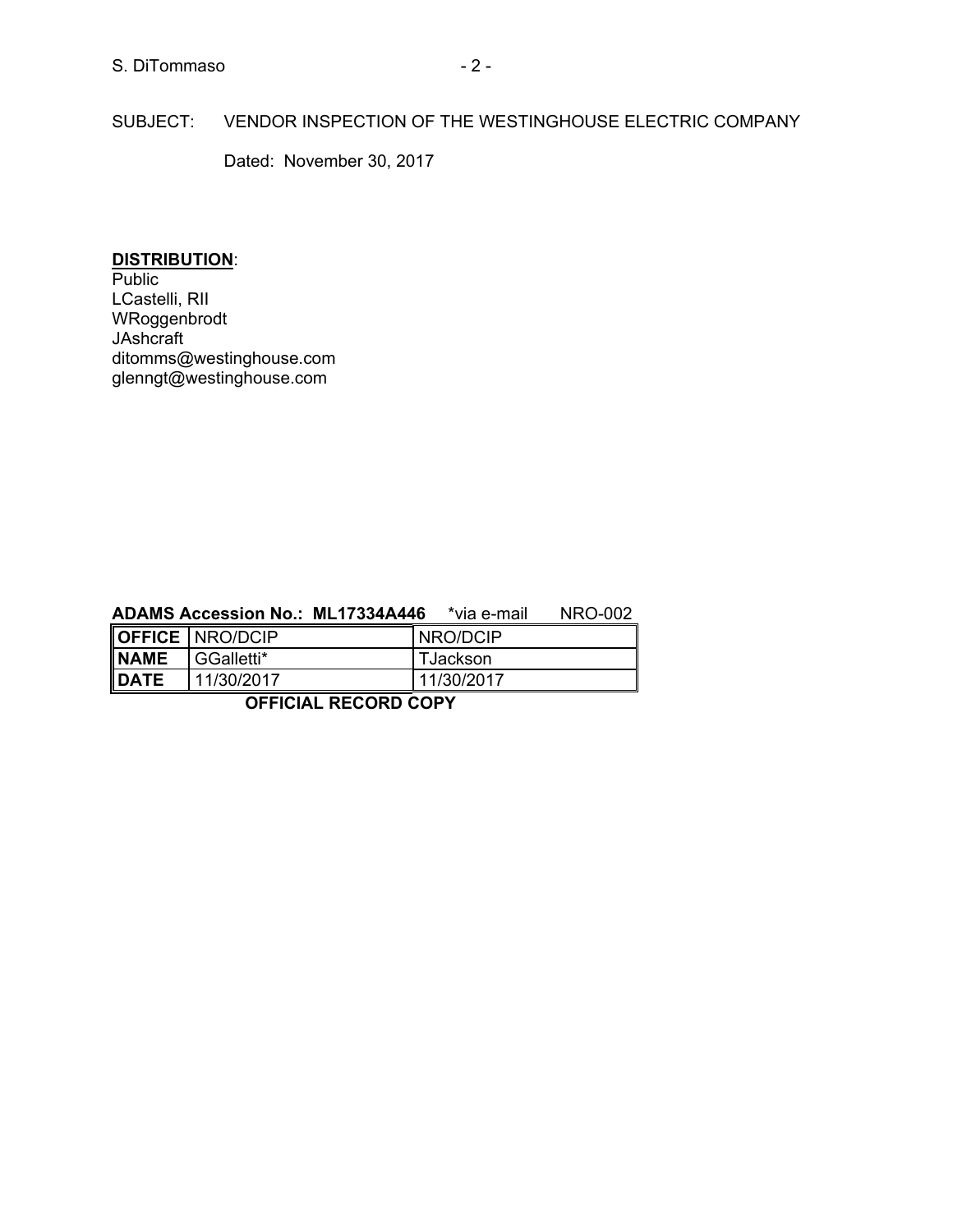SUBJECT: VENDOR INSPECTION OF THE WESTINGHOUSE ELECTRIC COMPANY

Dated: November 30, 2017

**DISTRIBUTION**:
Public
LCastelli, RII
WRoggenbrodt
JAshcraft
ditomms@westinghouse.com
glenngt@westinghouse.com

**ADAMS Accession No.: ML17334A446** *via e-mail NRO-002

| | | |
|---|---|---|
| **OFFICE** | NRO/DCIP | NRO/DCIP |
| **NAME** | GGalletti* | TJackson |
| **DATE** | 11/30/2017 | 11/30/2017 |

**OFFICIAL RECORD COPY**